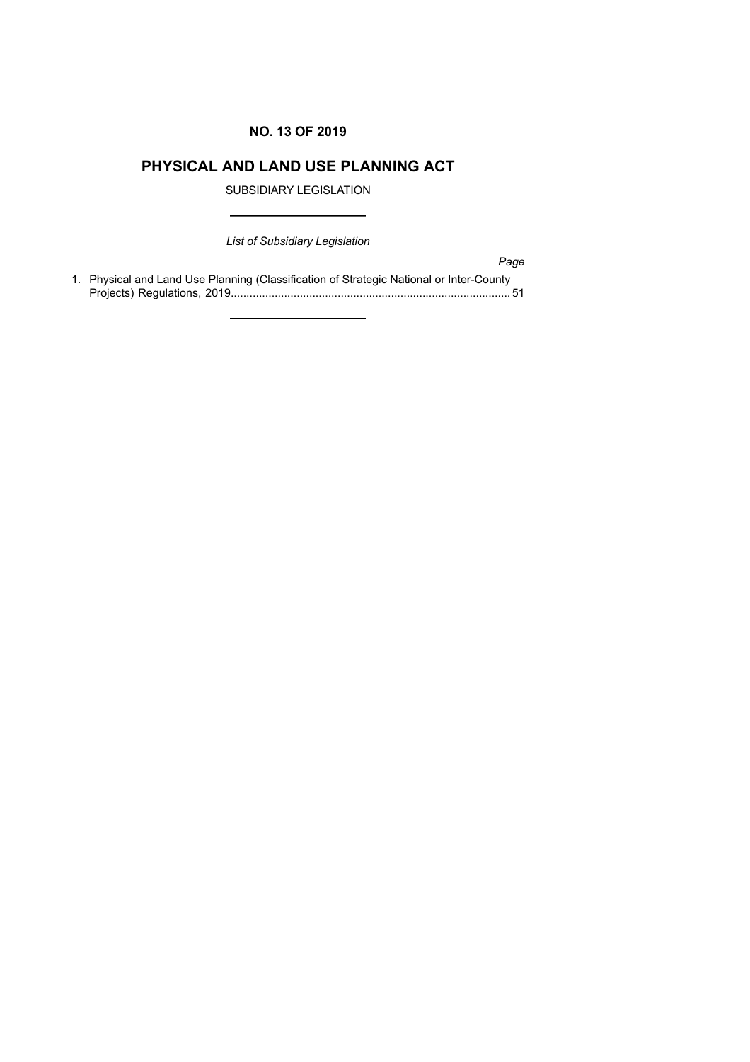**NO. 13 OF 2019**

# PHYSICAL AND LAND USE PLANNING ACT

SUBSIDIARY LEGISLATION

---

*List of Subsidiary Legislation*

*Page*

1. Physical and Land Use Planning (Classification of Strategic National or Inter-County Projects) Regulations, 2019........................................................................................ 51

---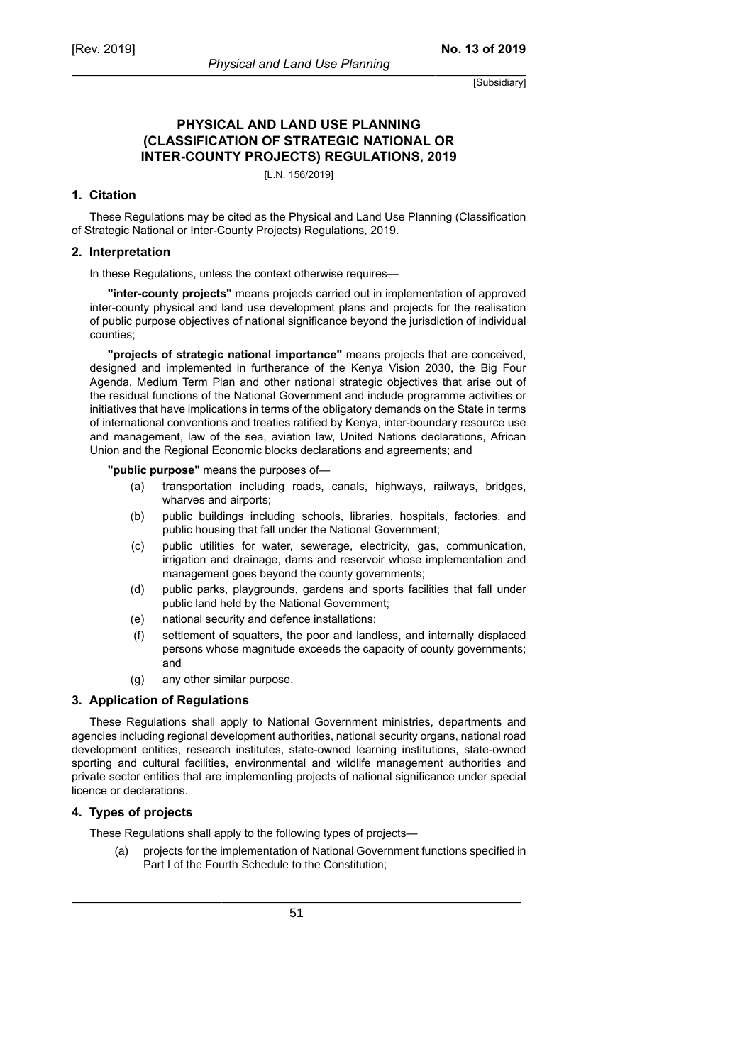# PHYSICAL AND LAND USE PLANNING (CLASSIFICATION OF STRATEGIC NATIONAL OR INTER-COUNTY PROJECTS) REGULATIONS, 2019

[L.N. 156/2019]

## 1. Citation

These Regulations may be cited as the Physical and Land Use Planning (Classification of Strategic National or Inter-County Projects) Regulations, 2019.

## 2. Interpretation

In these Regulations, unless the context otherwise requires—

**"inter-county projects"** means projects carried out in implementation of approved inter-county physical and land use development plans and projects for the realisation of public purpose objectives of national significance beyond the jurisdiction of individual counties;

**"projects of strategic national importance"** means projects that are conceived, designed and implemented in furtherance of the Kenya Vision 2030, the Big Four Agenda, Medium Term Plan and other national strategic objectives that arise out of the residual functions of the National Government and include programme activities or initiatives that have implications in terms of the obligatory demands on the State in terms of international conventions and treaties ratified by Kenya, inter-boundary resource use and management, law of the sea, aviation law, United Nations declarations, African Union and the Regional Economic blocks declarations and agreements; and

**"public purpose"** means the purposes of—

- (a) transportation including roads, canals, highways, railways, bridges, wharves and airports;
- (b) public buildings including schools, libraries, hospitals, factories, and public housing that fall under the National Government;
- (c) public utilities for water, sewerage, electricity, gas, communication, irrigation and drainage, dams and reservoir whose implementation and management goes beyond the county governments;
- (d) public parks, playgrounds, gardens and sports facilities that fall under public land held by the National Government;
- (e) national security and defence installations;
- (f) settlement of squatters, the poor and landless, and internally displaced persons whose magnitude exceeds the capacity of county governments; and
- (g) any other similar purpose.

## 3. Application of Regulations

These Regulations shall apply to National Government ministries, departments and agencies including regional development authorities, national security organs, national road development entities, research institutes, state-owned learning institutions, state-owned sporting and cultural facilities, environmental and wildlife management authorities and private sector entities that are implementing projects of national significance under special licence or declarations.

## 4. Types of projects

These Regulations shall apply to the following types of projects—

- (a) projects for the implementation of National Government functions specified in Part I of the Fourth Schedule to the Constitution;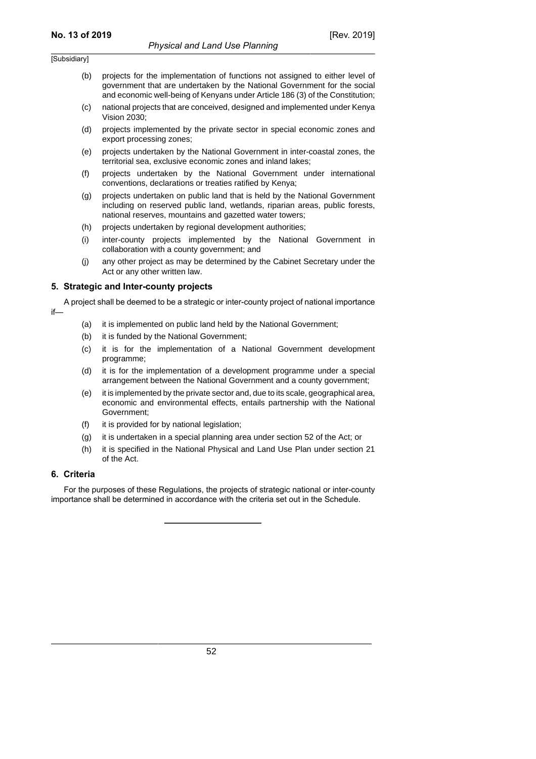(b) projects for the implementation of functions not assigned to either level of government that are undertaken by the National Government for the social and economic well-being of Kenyans under Article 186 (3) of the Constitution;

(c) national projects that are conceived, designed and implemented under Kenya Vision 2030;

(d) projects implemented by the private sector in special economic zones and export processing zones;

(e) projects undertaken by the National Government in inter-coastal zones, the territorial sea, exclusive economic zones and inland lakes;

(f) projects undertaken by the National Government under international conventions, declarations or treaties ratified by Kenya;

(g) projects undertaken on public land that is held by the National Government including on reserved public land, wetlands, riparian areas, public forests, national reserves, mountains and gazetted water towers;

(h) projects undertaken by regional development authorities;

(i) inter-county projects implemented by the National Government in collaboration with a county government; and

(j) any other project as may be determined by the Cabinet Secretary under the Act or any other written law.

### 5. Strategic and Inter-county projects

A project shall be deemed to be a strategic or inter-county project of national importance if—

(a) it is implemented on public land held by the National Government;

(b) it is funded by the National Government;

(c) it is for the implementation of a National Government development programme;

(d) it is for the implementation of a development programme under a special arrangement between the National Government and a county government;

(e) it is implemented by the private sector and, due to its scale, geographical area, economic and environmental effects, entails partnership with the National Government;

(f) it is provided for by national legislation;

(g) it is undertaken in a special planning area under section 52 of the Act; or

(h) it is specified in the National Physical and Land Use Plan under section 21 of the Act.

### 6. Criteria

For the purposes of these Regulations, the projects of strategic national or inter-county importance shall be determined in accordance with the criteria set out in the Schedule.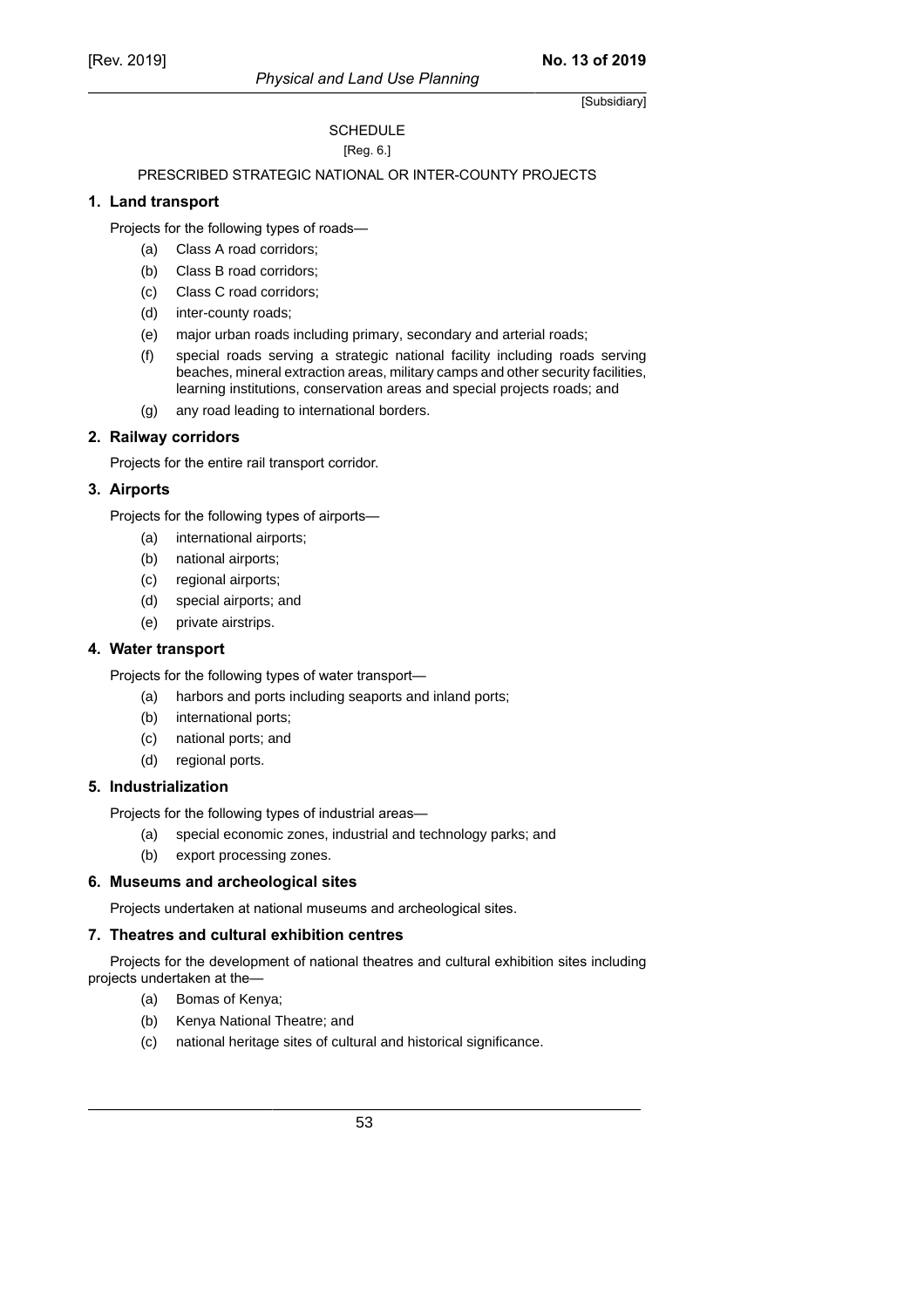SCHEDULE

[Reg. 6.]

PRESCRIBED STRATEGIC NATIONAL OR INTER-COUNTY PROJECTS

**1. Land transport**

Projects for the following types of roads—

(a) Class A road corridors;

(b) Class B road corridors;

(c) Class C road corridors;

(d) inter-county roads;

(e) major urban roads including primary, secondary and arterial roads;

(f) special roads serving a strategic national facility including roads serving beaches, mineral extraction areas, military camps and other security facilities, learning institutions, conservation areas and special projects roads; and

(g) any road leading to international borders.

**2. Railway corridors**

Projects for the entire rail transport corridor.

**3. Airports**

Projects for the following types of airports—

(a) international airports;

(b) national airports;

(c) regional airports;

(d) special airports; and

(e) private airstrips.

**4. Water transport**

Projects for the following types of water transport—

(a) harbors and ports including seaports and inland ports;

(b) international ports;

(c) national ports; and

(d) regional ports.

**5. Industrialization**

Projects for the following types of industrial areas—

(a) special economic zones, industrial and technology parks; and

(b) export processing zones.

**6. Museums and archeological sites**

Projects undertaken at national museums and archeological sites.

**7. Theatres and cultural exhibition centres**

Projects for the development of national theatres and cultural exhibition sites including projects undertaken at the—

(a) Bomas of Kenya;

(b) Kenya National Theatre; and

(c) national heritage sites of cultural and historical significance.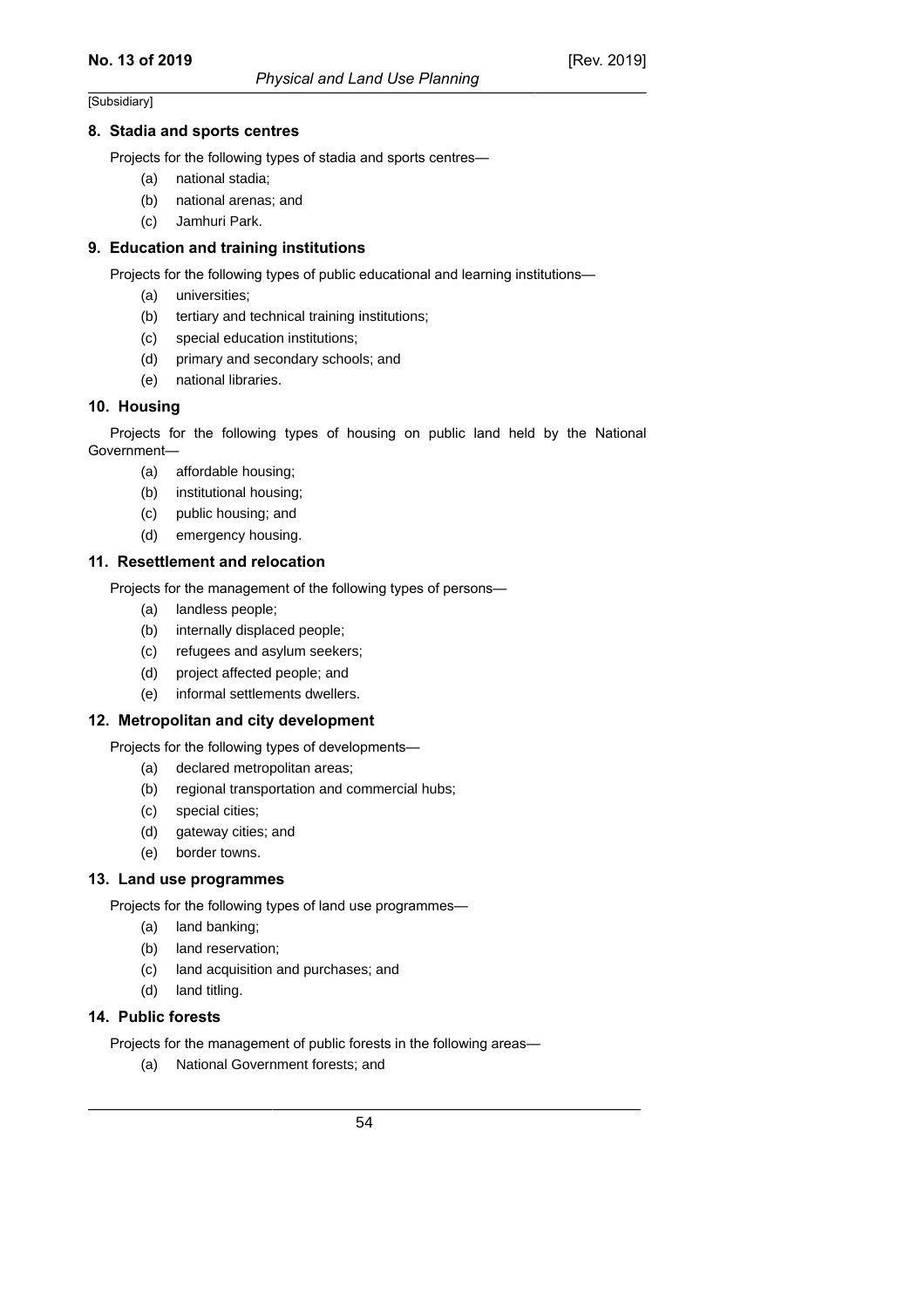[Subsidiary]

### 8. Stadia and sports centres

Projects for the following types of stadia and sports centres—

(a) national stadia;

(b) national arenas; and

(c) Jamhuri Park.

### 9. Education and training institutions

Projects for the following types of public educational and learning institutions—

(a) universities;

(b) tertiary and technical training institutions;

(c) special education institutions;

(d) primary and secondary schools; and

(e) national libraries.

### 10. Housing

Projects for the following types of housing on public land held by the National Government—

(a) affordable housing;

(b) institutional housing;

(c) public housing; and

(d) emergency housing.

### 11. Resettlement and relocation

Projects for the management of the following types of persons—

(a) landless people;

(b) internally displaced people;

(c) refugees and asylum seekers;

(d) project affected people; and

(e) informal settlements dwellers.

### 12. Metropolitan and city development

Projects for the following types of developments—

(a) declared metropolitan areas;

(b) regional transportation and commercial hubs;

(c) special cities;

(d) gateway cities; and

(e) border towns.

### 13. Land use programmes

Projects for the following types of land use programmes—

(a) land banking;

(b) land reservation;

(c) land acquisition and purchases; and

(d) land titling.

### 14. Public forests

Projects for the management of public forests in the following areas—

(a) National Government forests; and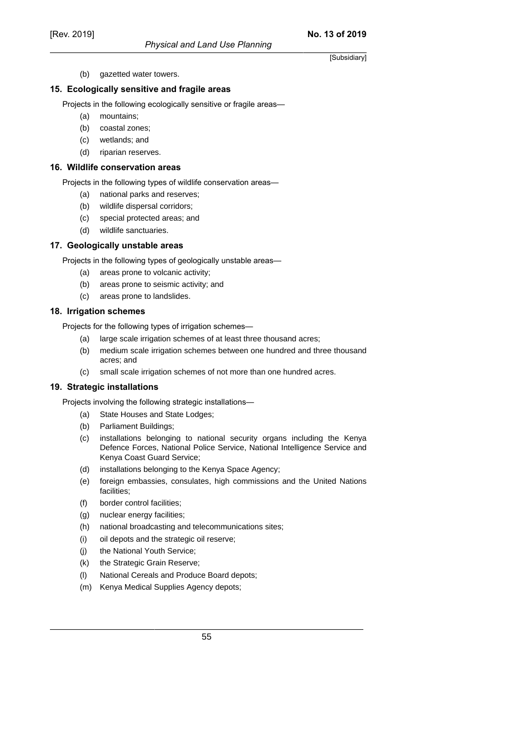(b) gazetted water towers.

## 15. Ecologically sensitive and fragile areas

Projects in the following ecologically sensitive or fragile areas—

(a) mountains;

(b) coastal zones;

(c) wetlands; and

(d) riparian reserves.

## 16. Wildlife conservation areas

Projects in the following types of wildlife conservation areas—

(a) national parks and reserves;

(b) wildlife dispersal corridors;

(c) special protected areas; and

(d) wildlife sanctuaries.

## 17. Geologically unstable areas

Projects in the following types of geologically unstable areas—

(a) areas prone to volcanic activity;

(b) areas prone to seismic activity; and

(c) areas prone to landslides.

## 18. Irrigation schemes

Projects for the following types of irrigation schemes—

(a) large scale irrigation schemes of at least three thousand acres;

(b) medium scale irrigation schemes between one hundred and three thousand acres; and

(c) small scale irrigation schemes of not more than one hundred acres.

## 19. Strategic installations

Projects involving the following strategic installations—

(a) State Houses and State Lodges;

(b) Parliament Buildings;

(c) installations belonging to national security organs including the Kenya Defence Forces, National Police Service, National Intelligence Service and Kenya Coast Guard Service;

(d) installations belonging to the Kenya Space Agency;

(e) foreign embassies, consulates, high commissions and the United Nations facilities;

(f) border control facilities;

(g) nuclear energy facilities;

(h) national broadcasting and telecommunications sites;

(i) oil depots and the strategic oil reserve;

(j) the National Youth Service;

(k) the Strategic Grain Reserve;

(l) National Cereals and Produce Board depots;

(m) Kenya Medical Supplies Agency depots;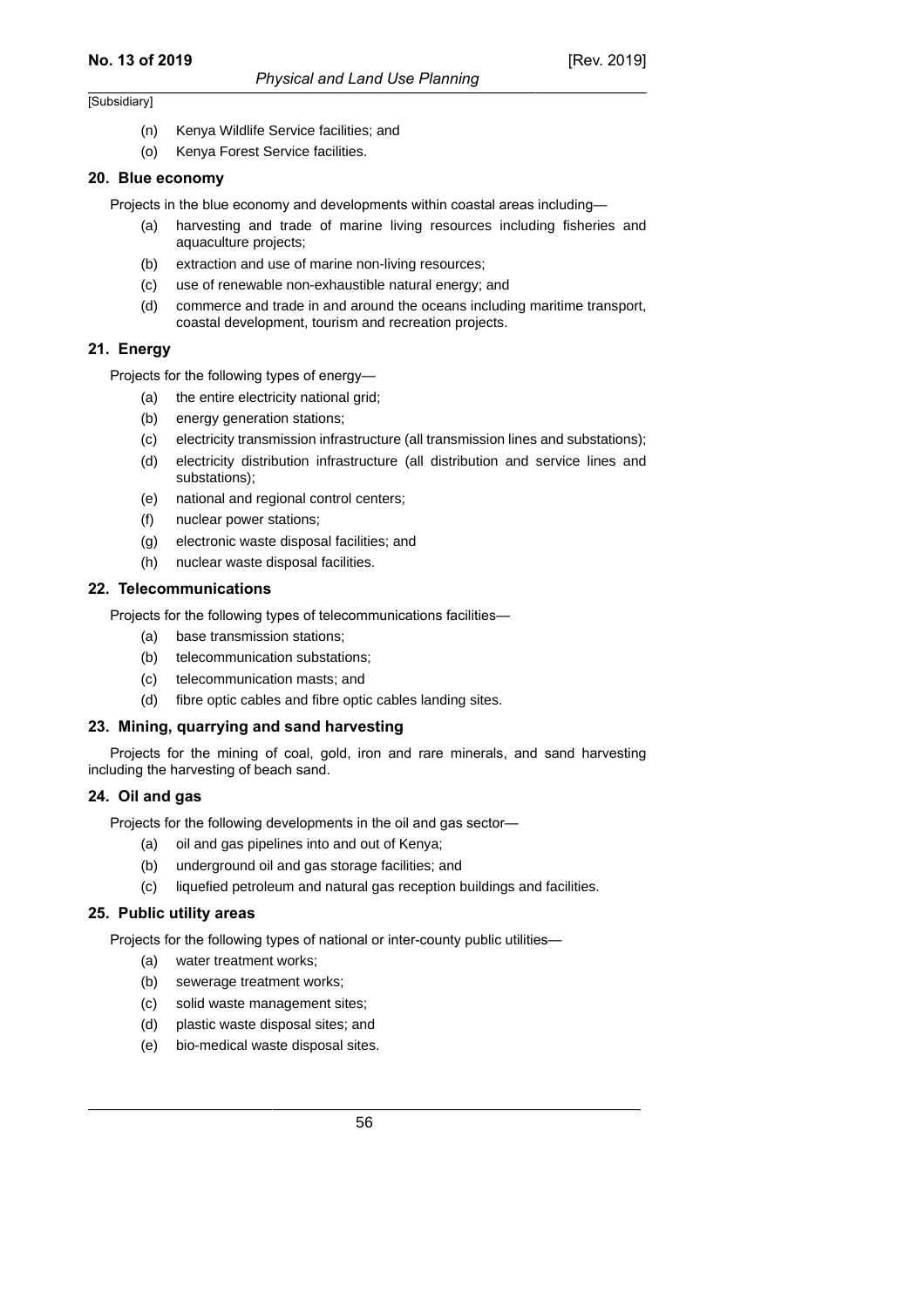[Subsidiary]

(n) Kenya Wildlife Service facilities; and

(o) Kenya Forest Service facilities.

### 20. Blue economy

Projects in the blue economy and developments within coastal areas including—

(a) harvesting and trade of marine living resources including fisheries and aquaculture projects;

(b) extraction and use of marine non-living resources;

(c) use of renewable non-exhaustible natural energy; and

(d) commerce and trade in and around the oceans including maritime transport, coastal development, tourism and recreation projects.

### 21. Energy

Projects for the following types of energy—

(a) the entire electricity national grid;

(b) energy generation stations;

(c) electricity transmission infrastructure (all transmission lines and substations);

(d) electricity distribution infrastructure (all distribution and service lines and substations);

(e) national and regional control centers;

(f) nuclear power stations;

(g) electronic waste disposal facilities; and

(h) nuclear waste disposal facilities.

### 22. Telecommunications

Projects for the following types of telecommunications facilities—

(a) base transmission stations;

(b) telecommunication substations;

(c) telecommunication masts; and

(d) fibre optic cables and fibre optic cables landing sites.

### 23. Mining, quarrying and sand harvesting

Projects for the mining of coal, gold, iron and rare minerals, and sand harvesting including the harvesting of beach sand.

### 24. Oil and gas

Projects for the following developments in the oil and gas sector—

(a) oil and gas pipelines into and out of Kenya;

(b) underground oil and gas storage facilities; and

(c) liquefied petroleum and natural gas reception buildings and facilities.

### 25. Public utility areas

Projects for the following types of national or inter-county public utilities—

(a) water treatment works;

(b) sewerage treatment works;

(c) solid waste management sites;

(d) plastic waste disposal sites; and

(e) bio-medical waste disposal sites.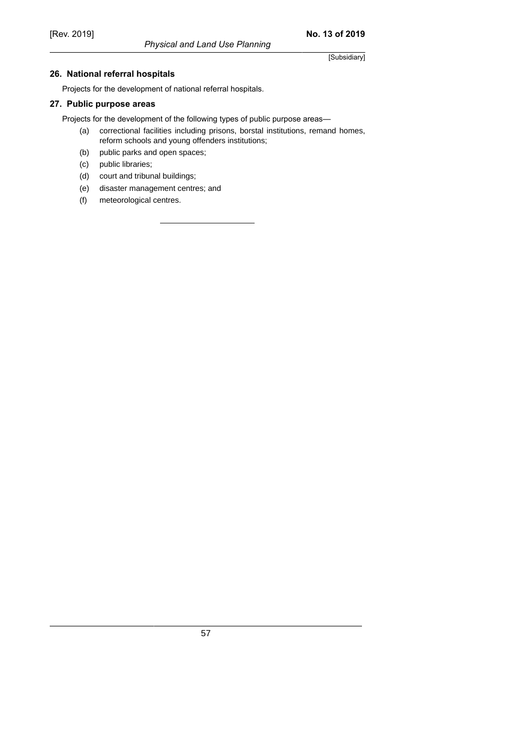### 26. National referral hospitals

Projects for the development of national referral hospitals.

### 27. Public purpose areas

Projects for the development of the following types of public purpose areas—

(a) correctional facilities including prisons, borstal institutions, remand homes, reform schools and young offenders institutions;

(b) public parks and open spaces;

(c) public libraries;

(d) court and tribunal buildings;

(e) disaster management centres; and

(f) meteorological centres.